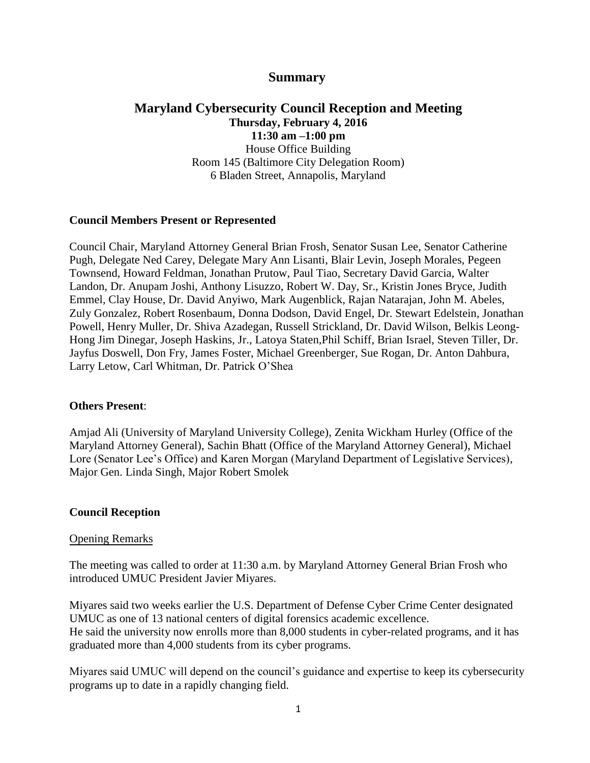# Summary

## Maryland Cybersecurity Council Reception and Meeting

**Thursday, February 4, 2016**

**11:30 am –1:00 pm**

House Office Building
Room 145 (Baltimore City Delegation Room)
6 Bladen Street, Annapolis, Maryland

### Council Members Present or Represented

Council Chair, Maryland Attorney General Brian Frosh, Senator Susan Lee, Senator Catherine Pugh, Delegate Ned Carey, Delegate Mary Ann Lisanti, Blair Levin, Joseph Morales, Pegeen Townsend, Howard Feldman, Jonathan Prutow, Paul Tiao, Secretary David Garcia, Walter Landon, Dr. Anupam Joshi, Anthony Lisuzzo, Robert W. Day, Sr., Kristin Jones Bryce, Judith Emmel, Clay House, Dr. David Anyiwo, Mark Augenblick, Rajan Natarajan, John M. Abeles, Zuly Gonzalez, Robert Rosenbaum, Donna Dodson, David Engel, Dr. Stewart Edelstein, Jonathan Powell, Henry Muller, Dr. Shiva Azadegan, Russell Strickland, Dr. David Wilson, Belkis Leong-Hong Jim Dinegar, Joseph Haskins, Jr., Latoya Staten,Phil Schiff, Brian Israel, Steven Tiller, Dr. Jayfus Doswell, Don Fry, James Foster, Michael Greenberger, Sue Rogan, Dr. Anton Dahbura, Larry Letow, Carl Whitman, Dr. Patrick O'Shea

### Others Present:

Amjad Ali (University of Maryland University College), Zenita Wickham Hurley (Office of the Maryland Attorney General), Sachin Bhatt (Office of the Maryland Attorney General), Michael Lore (Senator Lee's Office) and Karen Morgan (Maryland Department of Legislative Services), Major Gen. Linda Singh, Major Robert Smolek

### Council Reception

Opening Remarks

The meeting was called to order at 11:30 a.m. by Maryland Attorney General Brian Frosh who introduced UMUC President Javier Miyares.

Miyares said two weeks earlier the U.S. Department of Defense Cyber Crime Center designated UMUC as one of 13 national centers of digital forensics academic excellence.
He said the university now enrolls more than 8,000 students in cyber-related programs, and it has graduated more than 4,000 students from its cyber programs.

Miyares said UMUC will depend on the council's guidance and expertise to keep its cybersecurity programs up to date in a rapidly changing field.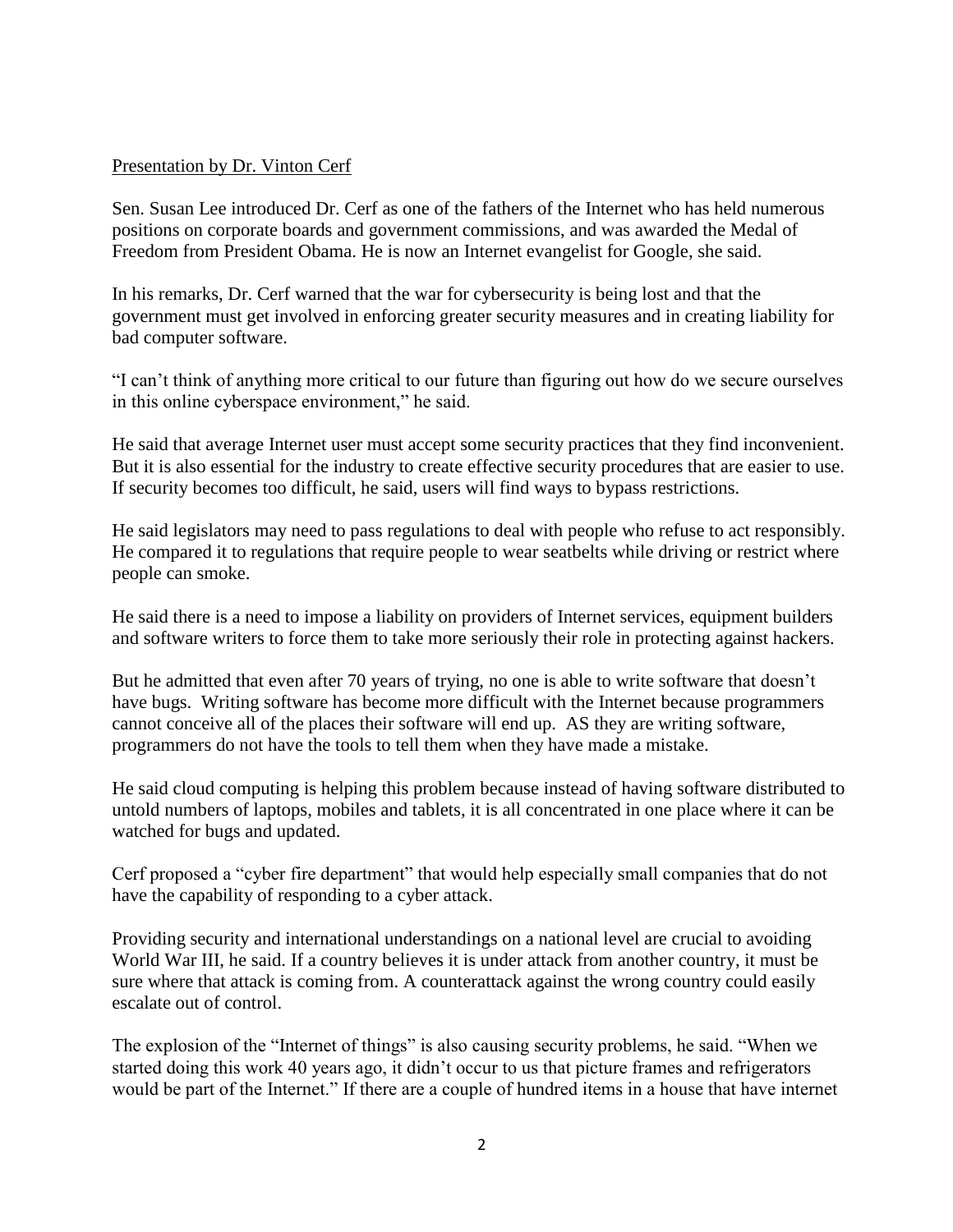Presentation by Dr. Vinton Cerf

Sen. Susan Lee introduced Dr. Cerf as one of the fathers of the Internet who has held numerous positions on corporate boards and government commissions, and was awarded the Medal of Freedom from President Obama. He is now an Internet evangelist for Google, she said.

In his remarks, Dr. Cerf warned that the war for cybersecurity is being lost and that the government must get involved in enforcing greater security measures and in creating liability for bad computer software.

"I can't think of anything more critical to our future than figuring out how do we secure ourselves in this online cyberspace environment," he said.

He said that average Internet user must accept some security practices that they find inconvenient. But it is also essential for the industry to create effective security procedures that are easier to use. If security becomes too difficult, he said, users will find ways to bypass restrictions.

He said legislators may need to pass regulations to deal with people who refuse to act responsibly. He compared it to regulations that require people to wear seatbelts while driving or restrict where people can smoke.

He said there is a need to impose a liability on providers of Internet services, equipment builders and software writers to force them to take more seriously their role in protecting against hackers.

But he admitted that even after 70 years of trying, no one is able to write software that doesn't have bugs. Writing software has become more difficult with the Internet because programmers cannot conceive all of the places their software will end up. AS they are writing software, programmers do not have the tools to tell them when they have made a mistake.

He said cloud computing is helping this problem because instead of having software distributed to untold numbers of laptops, mobiles and tablets, it is all concentrated in one place where it can be watched for bugs and updated.

Cerf proposed a "cyber fire department" that would help especially small companies that do not have the capability of responding to a cyber attack.

Providing security and international understandings on a national level are crucial to avoiding World War III, he said. If a country believes it is under attack from another country, it must be sure where that attack is coming from. A counterattack against the wrong country could easily escalate out of control.

The explosion of the "Internet of things" is also causing security problems, he said. "When we started doing this work 40 years ago, it didn't occur to us that picture frames and refrigerators would be part of the Internet." If there are a couple of hundred items in a house that have internet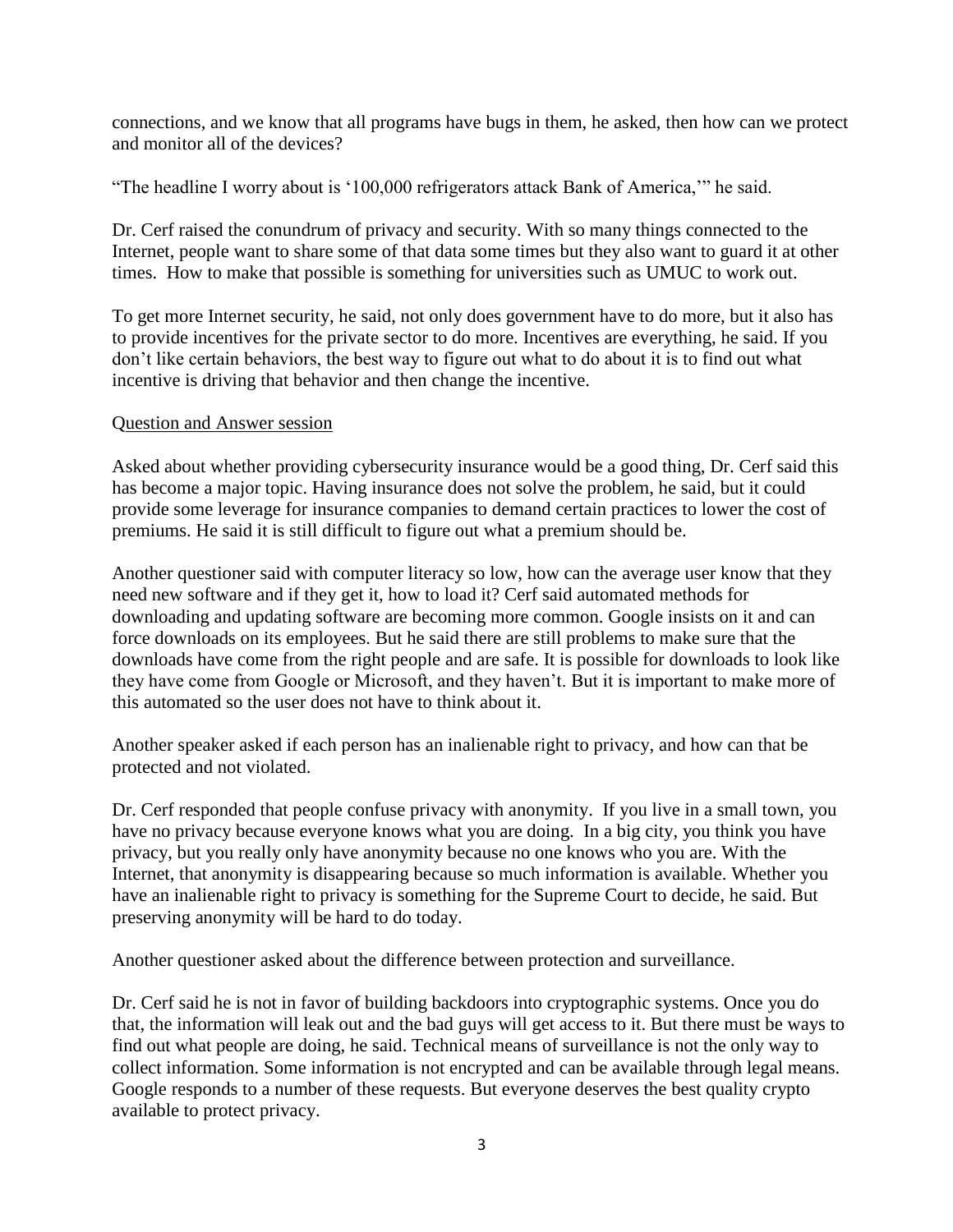connections, and we know that all programs have bugs in them, he asked, then how can we protect and monitor all of the devices?

"The headline I worry about is '100,000 refrigerators attack Bank of America,'" he said.

Dr. Cerf raised the conundrum of privacy and security. With so many things connected to the Internet, people want to share some of that data some times but they also want to guard it at other times. How to make that possible is something for universities such as UMUC to work out.

To get more Internet security, he said, not only does government have to do more, but it also has to provide incentives for the private sector to do more. Incentives are everything, he said. If you don't like certain behaviors, the best way to figure out what to do about it is to find out what incentive is driving that behavior and then change the incentive.

Question and Answer session

Asked about whether providing cybersecurity insurance would be a good thing, Dr. Cerf said this has become a major topic. Having insurance does not solve the problem, he said, but it could provide some leverage for insurance companies to demand certain practices to lower the cost of premiums. He said it is still difficult to figure out what a premium should be.

Another questioner said with computer literacy so low, how can the average user know that they need new software and if they get it, how to load it? Cerf said automated methods for downloading and updating software are becoming more common. Google insists on it and can force downloads on its employees. But he said there are still problems to make sure that the downloads have come from the right people and are safe. It is possible for downloads to look like they have come from Google or Microsoft, and they haven't. But it is important to make more of this automated so the user does not have to think about it.

Another speaker asked if each person has an inalienable right to privacy, and how can that be protected and not violated.

Dr. Cerf responded that people confuse privacy with anonymity. If you live in a small town, you have no privacy because everyone knows what you are doing. In a big city, you think you have privacy, but you really only have anonymity because no one knows who you are. With the Internet, that anonymity is disappearing because so much information is available. Whether you have an inalienable right to privacy is something for the Supreme Court to decide, he said. But preserving anonymity will be hard to do today.

Another questioner asked about the difference between protection and surveillance.

Dr. Cerf said he is not in favor of building backdoors into cryptographic systems. Once you do that, the information will leak out and the bad guys will get access to it. But there must be ways to find out what people are doing, he said. Technical means of surveillance is not the only way to collect information. Some information is not encrypted and can be available through legal means. Google responds to a number of these requests. But everyone deserves the best quality crypto available to protect privacy.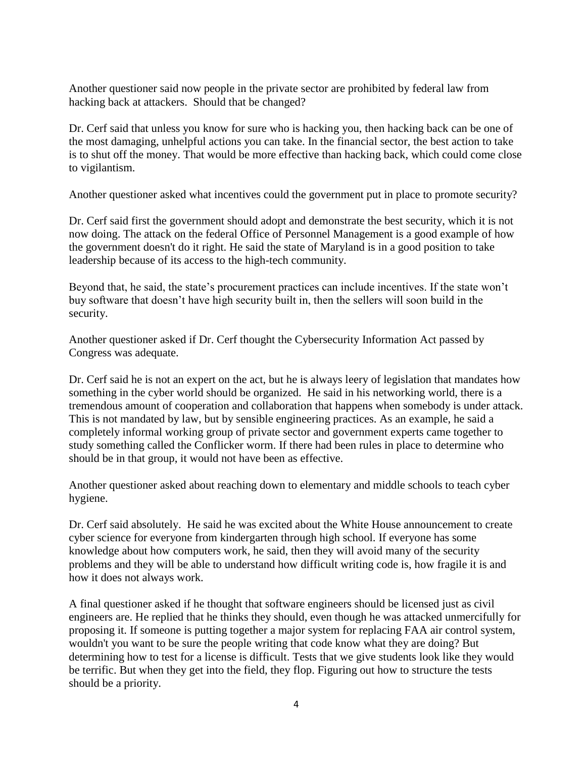Another questioner said now people in the private sector are prohibited by federal law from hacking back at attackers. Should that be changed?

Dr. Cerf said that unless you know for sure who is hacking you, then hacking back can be one of the most damaging, unhelpful actions you can take. In the financial sector, the best action to take is to shut off the money. That would be more effective than hacking back, which could come close to vigilantism.

Another questioner asked what incentives could the government put in place to promote security?

Dr. Cerf said first the government should adopt and demonstrate the best security, which it is not now doing. The attack on the federal Office of Personnel Management is a good example of how the government doesn't do it right. He said the state of Maryland is in a good position to take leadership because of its access to the high-tech community.

Beyond that, he said, the state's procurement practices can include incentives. If the state won't buy software that doesn't have high security built in, then the sellers will soon build in the security.

Another questioner asked if Dr. Cerf thought the Cybersecurity Information Act passed by Congress was adequate.

Dr. Cerf said he is not an expert on the act, but he is always leery of legislation that mandates how something in the cyber world should be organized. He said in his networking world, there is a tremendous amount of cooperation and collaboration that happens when somebody is under attack. This is not mandated by law, but by sensible engineering practices. As an example, he said a completely informal working group of private sector and government experts came together to study something called the Conflicker worm. If there had been rules in place to determine who should be in that group, it would not have been as effective.

Another questioner asked about reaching down to elementary and middle schools to teach cyber hygiene.

Dr. Cerf said absolutely. He said he was excited about the White House announcement to create cyber science for everyone from kindergarten through high school. If everyone has some knowledge about how computers work, he said, then they will avoid many of the security problems and they will be able to understand how difficult writing code is, how fragile it is and how it does not always work.

A final questioner asked if he thought that software engineers should be licensed just as civil engineers are. He replied that he thinks they should, even though he was attacked unmercifully for proposing it. If someone is putting together a major system for replacing FAA air control system, wouldn't you want to be sure the people writing that code know what they are doing? But determining how to test for a license is difficult. Tests that we give students look like they would be terrific. But when they get into the field, they flop. Figuring out how to structure the tests should be a priority.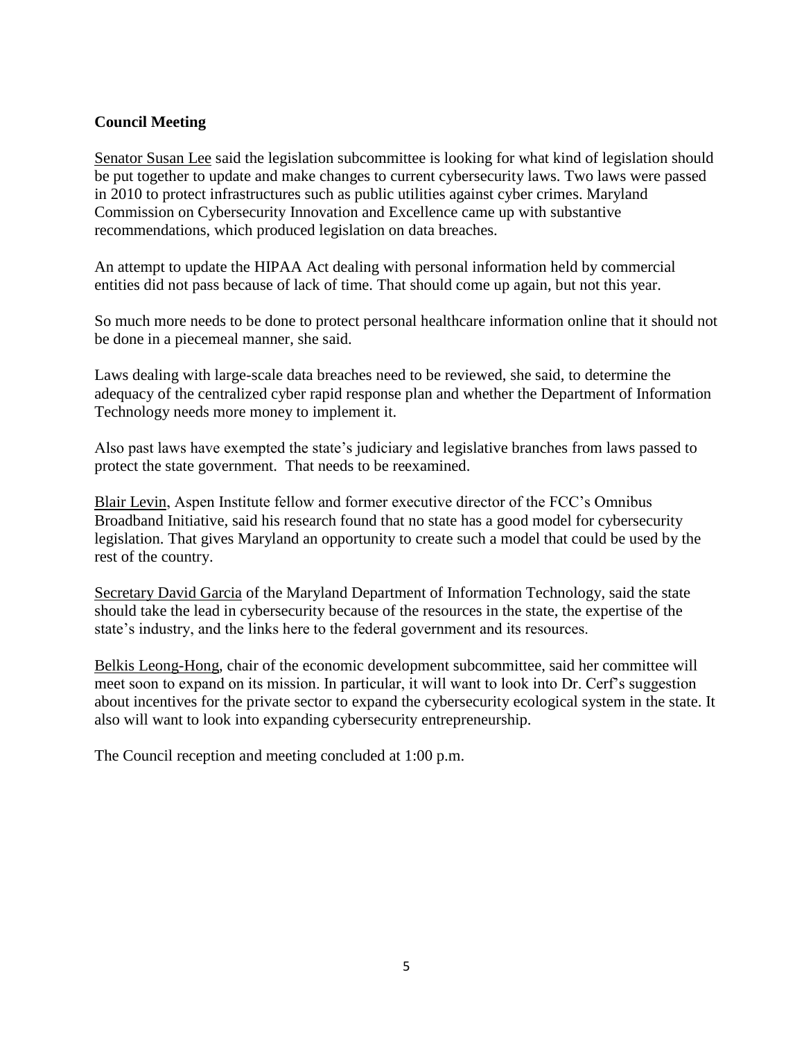**Council Meeting**

Senator Susan Lee said the legislation subcommittee is looking for what kind of legislation should be put together to update and make changes to current cybersecurity laws. Two laws were passed in 2010 to protect infrastructures such as public utilities against cyber crimes. Maryland Commission on Cybersecurity Innovation and Excellence came up with substantive recommendations, which produced legislation on data breaches.

An attempt to update the HIPAA Act dealing with personal information held by commercial entities did not pass because of lack of time. That should come up again, but not this year.

So much more needs to be done to protect personal healthcare information online that it should not be done in a piecemeal manner, she said.

Laws dealing with large-scale data breaches need to be reviewed, she said, to determine the adequacy of the centralized cyber rapid response plan and whether the Department of Information Technology needs more money to implement it.

Also past laws have exempted the state's judiciary and legislative branches from laws passed to protect the state government. That needs to be reexamined.

Blair Levin, Aspen Institute fellow and former executive director of the FCC's Omnibus Broadband Initiative, said his research found that no state has a good model for cybersecurity legislation. That gives Maryland an opportunity to create such a model that could be used by the rest of the country.

Secretary David Garcia of the Maryland Department of Information Technology, said the state should take the lead in cybersecurity because of the resources in the state, the expertise of the state's industry, and the links here to the federal government and its resources.

Belkis Leong-Hong, chair of the economic development subcommittee, said her committee will meet soon to expand on its mission. In particular, it will want to look into Dr. Cerf's suggestion about incentives for the private sector to expand the cybersecurity ecological system in the state. It also will want to look into expanding cybersecurity entrepreneurship.

The Council reception and meeting concluded at 1:00 p.m.